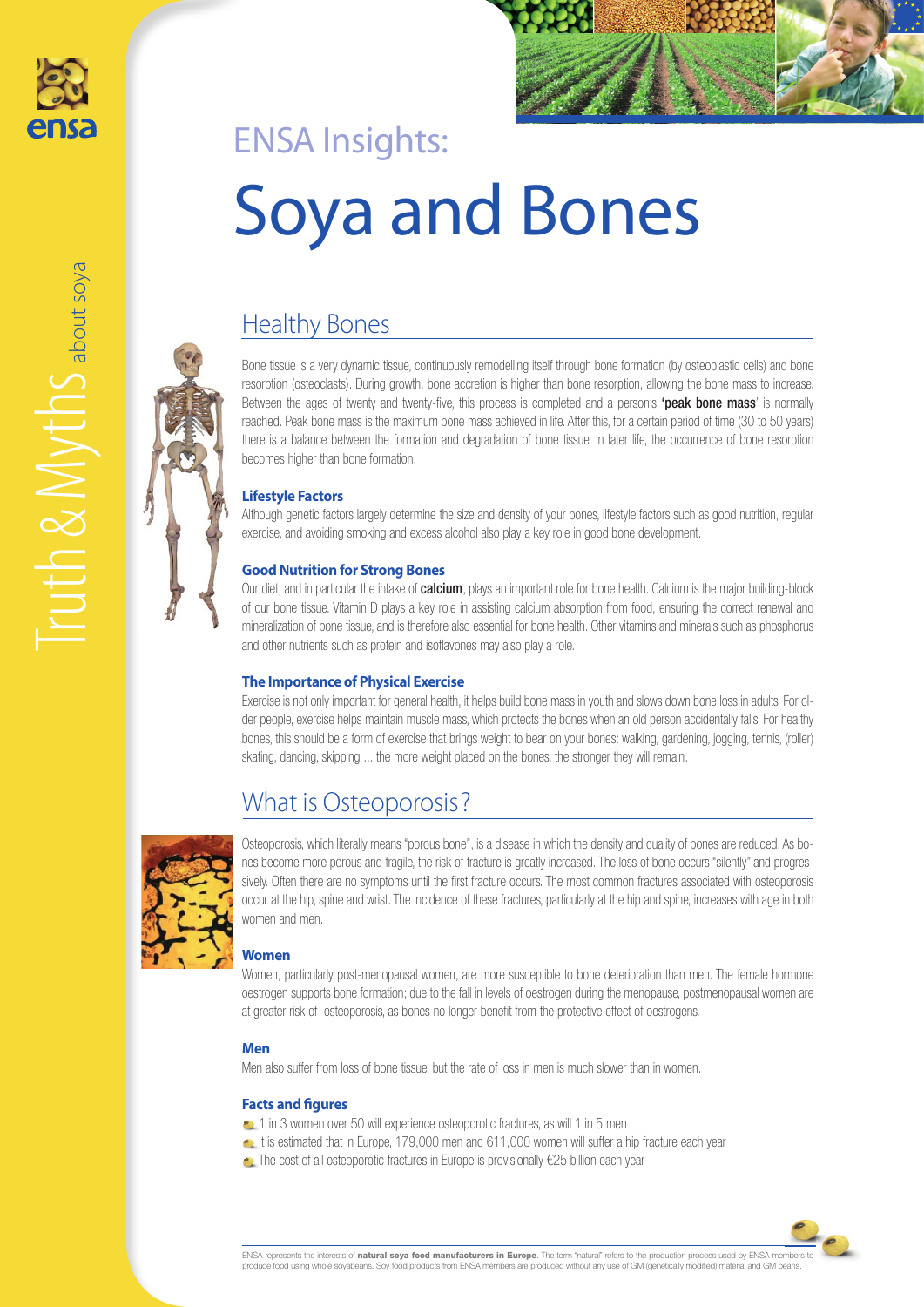ensa

Truth & Myths about soya

ENSA Insights:

# Soya and Bones

## Healthy Bones

Bone tissue is a very dynamic tissue, continuously remodelling itself through bone formation (by osteoblastic cells) and bone resorption (osteoclasts). During growth, bone accretion is higher than bone resorption, allowing the bone mass to increase. Between the ages of twenty and twenty-five, this process is completed and a person's **'peak bone mass'** is normally reached. Peak bone mass is the maximum bone mass achieved in life. After this, for a certain period of time (30 to 50 years) there is a balance between the formation and degradation of bone tissue. In later life, the occurrence of bone resorption becomes higher than bone formation.

### Lifestyle Factors

Although genetic factors largely determine the size and density of your bones, lifestyle factors such as good nutrition, regular exercise, and avoiding smoking and excess alcohol also play a key role in good bone development.

### Good Nutrition for Strong Bones

Our diet, and in particular the intake of **calcium**, plays an important role for bone health. Calcium is the major building-block of our bone tissue. Vitamin D plays a key role in assisting calcium absorption from food, ensuring the correct renewal and mineralization of bone tissue, and is therefore also essential for bone health. Other vitamins and minerals such as phosphorus and other nutrients such as protein and isoflavones may also play a role.

### The Importance of Physical Exercise

Exercise is not only important for general health, it helps build bone mass in youth and slows down bone loss in adults. For older people, exercise helps maintain muscle mass, which protects the bones when an old person accidentally falls. For healthy bones, this should be a form of exercise that brings weight to bear on your bones: walking, gardening, jogging, tennis, (roller) skating, dancing, skipping ... the more weight placed on the bones, the stronger they will remain.

## What is Osteoporosis?

Osteoporosis, which literally means "porous bone", is a disease in which the density and quality of bones are reduced. As bones become more porous and fragile, the risk of fracture is greatly increased. The loss of bone occurs "silently" and progressively. Often there are no symptoms until the first fracture occurs. The most common fractures associated with osteoporosis occur at the hip, spine and wrist. The incidence of these fractures, particularly at the hip and spine, increases with age in both women and men.

### Women

Women, particularly post-menopausal women, are more susceptible to bone deterioration than men. The female hormone oestrogen supports bone formation; due to the fall in levels of oestrogen during the menopause, postmenopausal women are at greater risk of osteoporosis, as bones no longer benefit from the protective effect of oestrogens.

### Men

Men also suffer from loss of bone tissue, but the rate of loss in men is much slower than in women.

### Facts and figures

- 1 in 3 women over 50 will experience osteoporotic fractures, as will 1 in 5 men
- It is estimated that in Europe, 179,000 men and 611,000 women will suffer a hip fracture each year
- The cost of all osteoporotic fractures in Europe is provisionally €25 billion each year

ENSA represents the interests of **natural soya food manufacturers in Europe**. The term "natural" refers to the production process used by ENSA members to produce food using whole soyabeans. Soy food products from ENSA members are produced without any use of GM (genetically modified) material and GM beans.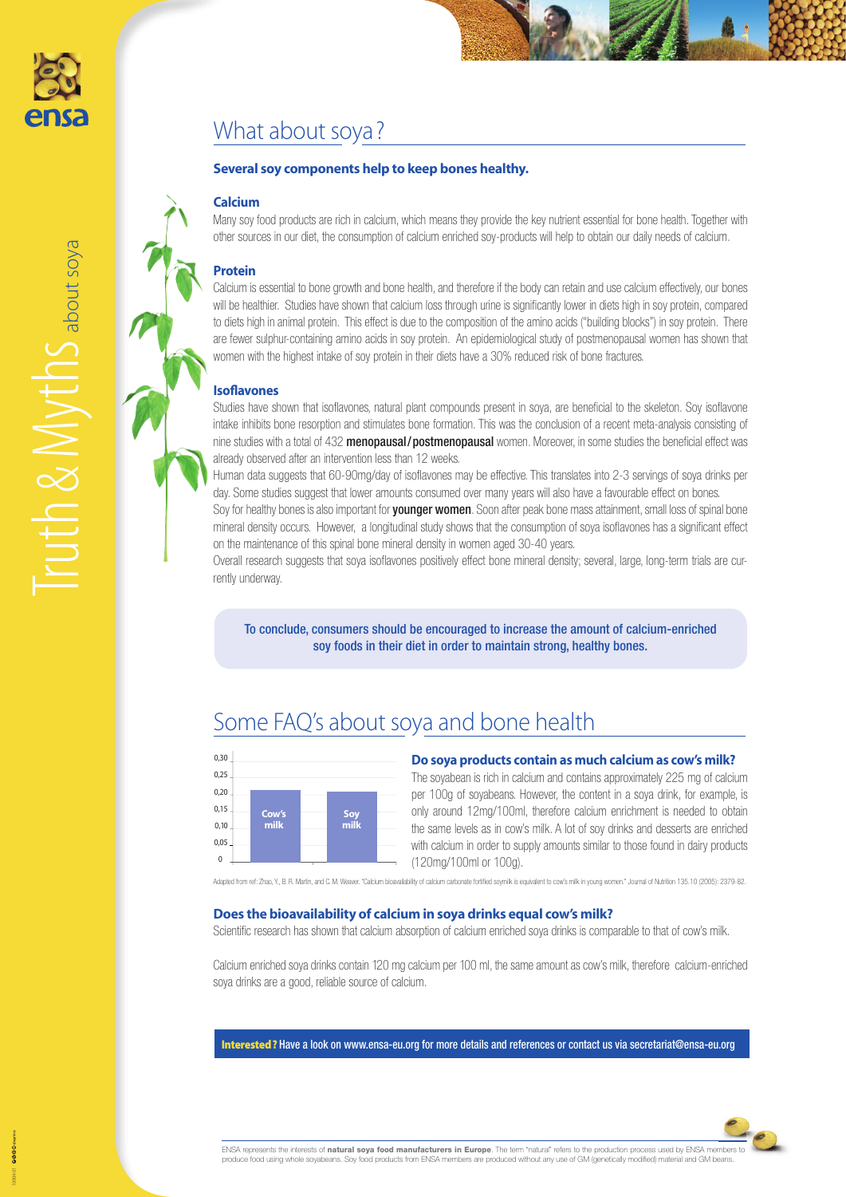# What about soya?

**Several soy components help to keep bones healthy.**

### Calcium

Many soy food products are rich in calcium, which means they provide the key nutrient essential for bone health. Together with other sources in our diet, the consumption of calcium enriched soy-products will help to obtain our daily needs of calcium.

### Protein

Calcium is essential to bone growth and bone health, and therefore if the body can retain and use calcium effectively, our bones will be healthier. Studies have shown that calcium loss through urine is significantly lower in diets high in soy protein, compared to diets high in animal protein. This effect is due to the composition of the amino acids ("building blocks") in soy protein. There are fewer sulphur-containing amino acids in soy protein. An epidemiological study of postmenopausal women has shown that women with the highest intake of soy protein in their diets have a 30% reduced risk of bone fractures.

### Isoflavones

Studies have shown that isoflavones, natural plant compounds present in soya, are beneficial to the skeleton. Soy isoflavone intake inhibits bone resorption and stimulates bone formation. This was the conclusion of a recent meta-analysis consisting of nine studies with a total of 432 **menopausal/postmenopausal** women. Moreover, in some studies the beneficial effect was already observed after an intervention less than 12 weeks.

Human data suggests that 60-90mg/day of isoflavones may be effective. This translates into 2-3 servings of soya drinks per day. Some studies suggest that lower amounts consumed over many years will also have a favourable effect on bones.

Soy for healthy bones is also important for **younger women**. Soon after peak bone mass attainment, small loss of spinal bone mineral density occurs. However, a longitudinal study shows that the consumption of soya isoflavones has a significant effect on the maintenance of this spinal bone mineral density in women aged 30-40 years.

Overall research suggests that soya isoflavones positively effect bone mineral density; several, large, long-term trials are currently underway.

To conclude, consumers should be encouraged to increase the amount of calcium-enriched soy foods in their diet in order to maintain strong, healthy bones.

# Some FAQ's about soya and bone health

0,30
0,25
0,20
0,15
0,10
0,05
0
Cow's milk
Soy milk

### Do soya products contain as much calcium as cow's milk?

The soyabean is rich in calcium and contains approximately 225 mg of calcium per 100g of soyabeans. However, the content in a soya drink, for example, is only around 12mg/100ml, therefore calcium enrichment is needed to obtain the same levels as in cow's milk. A lot of soy drinks and desserts are enriched with calcium in order to supply amounts similar to those found in dairy products (120mg/100ml or 100g).

Adapted from ref: Zhao, Y., B. R. Martin, and C. M. Weaver. "Calcium bioavailability of calcium carbonate fortified soymilk is equivalent to cow's milk in young women." Journal of Nutrition 135.10 (2005): 2379-82.

### Does the bioavailability of calcium in soya drinks equal cow's milk?

Scientific research has shown that calcium absorption of calcium enriched soya drinks is comparable to that of cow's milk.

Calcium enriched soya drinks contain 120 mg calcium per 100 ml, the same amount as cow's milk, therefore calcium-enriched soya drinks are a good, reliable source of calcium.

**Interested?** Have a look on www.ensa-eu.org for more details and references or contact us via secretariat@ensa-eu.org

ENSA represents the interests of **natural soya food manufacturers in Europe**. The term "natural" refers to the production process used by ENSA members to produce food using whole soyabeans. Soy food products from ENSA members are produced without any use of GM (genetically modified) material and GM beans.